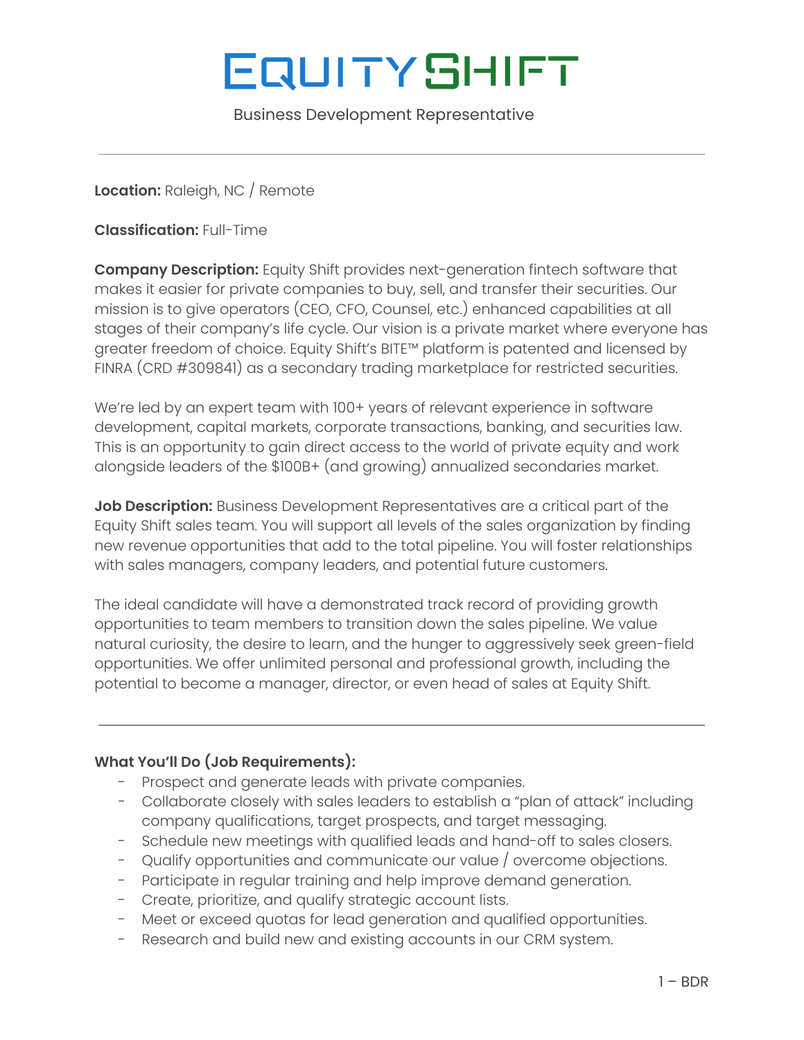# EQUITY SHIFT

Business Development Representative

---

**Location:** Raleigh, NC / Remote

**Classification:** Full-Time

**Company Description:** Equity Shift provides next-generation fintech software that makes it easier for private companies to buy, sell, and transfer their securities. Our mission is to give operators (CEO, CFO, Counsel, etc.) enhanced capabilities at all stages of their company's life cycle. Our vision is a private market where everyone has greater freedom of choice. Equity Shift's BITE™ platform is patented and licensed by FINRA (CRD #309841) as a secondary trading marketplace for restricted securities.

We're led by an expert team with 100+ years of relevant experience in software development, capital markets, corporate transactions, banking, and securities law. This is an opportunity to gain direct access to the world of private equity and work alongside leaders of the $100B+ (and growing) annualized secondaries market.

**Job Description:** Business Development Representatives are a critical part of the Equity Shift sales team. You will support all levels of the sales organization by finding new revenue opportunities that add to the total pipeline. You will foster relationships with sales managers, company leaders, and potential future customers.

The ideal candidate will have a demonstrated track record of providing growth opportunities to team members to transition down the sales pipeline. We value natural curiosity, the desire to learn, and the hunger to aggressively seek green-field opportunities. We offer unlimited personal and professional growth, including the potential to become a manager, director, or even head of sales at Equity Shift.

---

**What You'll Do (Job Requirements):**

- Prospect and generate leads with private companies.
- Collaborate closely with sales leaders to establish a "plan of attack" including company qualifications, target prospects, and target messaging.
- Schedule new meetings with qualified leads and hand-off to sales closers.
- Qualify opportunities and communicate our value / overcome objections.
- Participate in regular training and help improve demand generation.
- Create, prioritize, and qualify strategic account lists.
- Meet or exceed quotas for lead generation and qualified opportunities.
- Research and build new and existing accounts in our CRM system.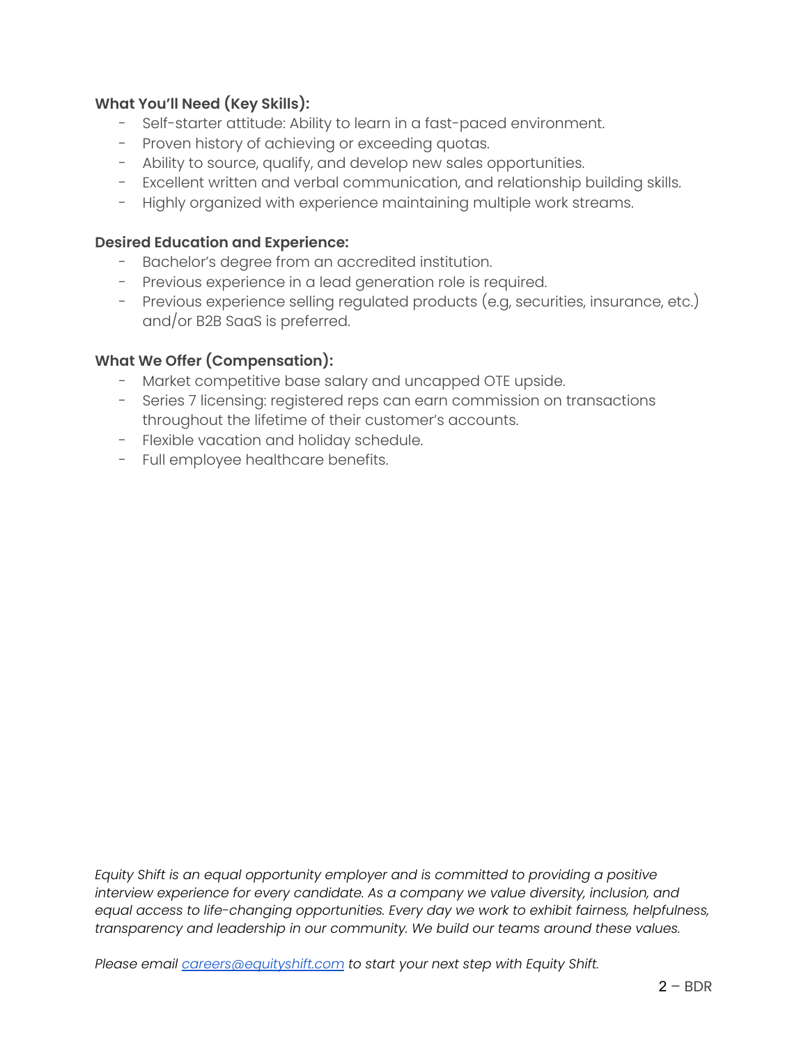**What You'll Need (Key Skills):**

- Self-starter attitude: Ability to learn in a fast-paced environment.
- Proven history of achieving or exceeding quotas.
- Ability to source, qualify, and develop new sales opportunities.
- Excellent written and verbal communication, and relationship building skills.
- Highly organized with experience maintaining multiple work streams.

**Desired Education and Experience:**

- Bachelor's degree from an accredited institution.
- Previous experience in a lead generation role is required.
- Previous experience selling regulated products (e.g, securities, insurance, etc.) and/or B2B SaaS is preferred.

**What We Offer (Compensation):**

- Market competitive base salary and uncapped OTE upside.
- Series 7 licensing: registered reps can earn commission on transactions throughout the lifetime of their customer's accounts.
- Flexible vacation and holiday schedule.
- Full employee healthcare benefits.

*Equity Shift is an equal opportunity employer and is committed to providing a positive interview experience for every candidate. As a company we value diversity, inclusion, and equal access to life-changing opportunities. Every day we work to exhibit fairness, helpfulness, transparency and leadership in our community. We build our teams around these values.*

*Please email [careers@equityshift.com](mailto:careers@equityshift.com) to start your next step with Equity Shift.*